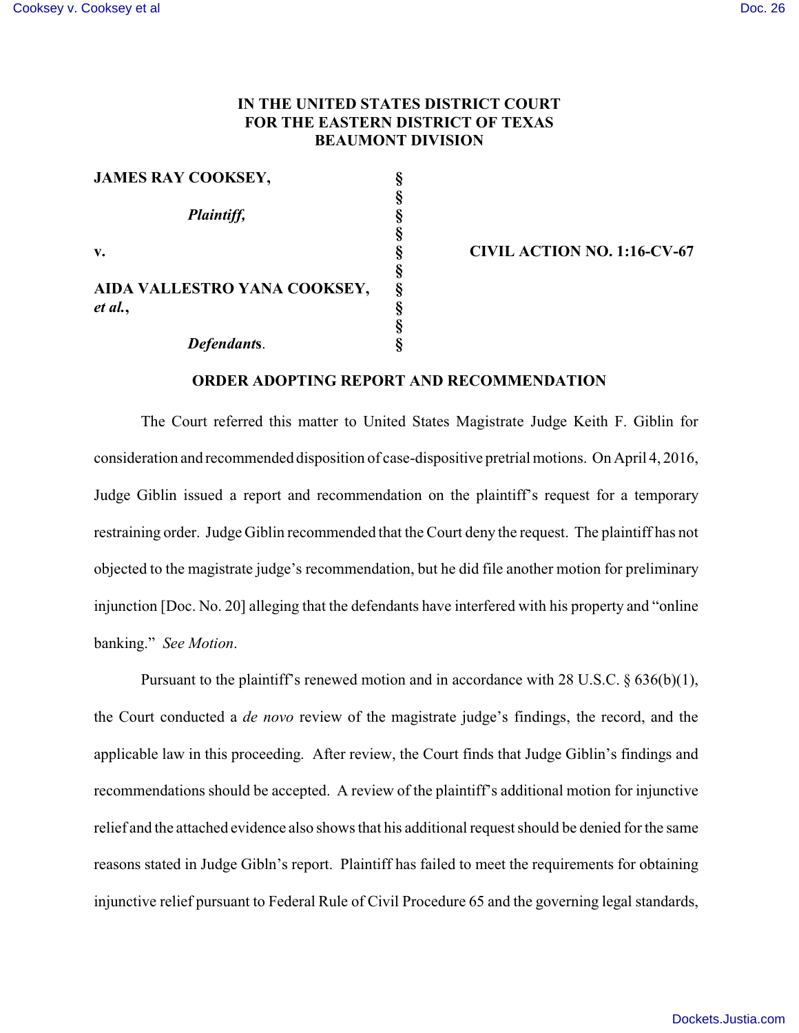# IN THE UNITED STATES DISTRICT COURT
# FOR THE EASTERN DISTRICT OF TEXAS
# BEAUMONT DIVISION

| | | |
|---|---|---|
| **JAMES RAY COOKSEY,** | § | |
| | § | |
| ***Plaintiff,*** | § | |
| | § | |
| **v.** | § | **CIVIL ACTION NO. 1:16-CV-67** |
| | § | |
| **AIDA VALLESTRO YANA COOKSEY,** *et al.***,** | § | |
| | § | |
| | § | |
| ***Defendants*****.** | § | |

## ORDER ADOPTING REPORT AND RECOMMENDATION

The Court referred this matter to United States Magistrate Judge Keith F. Giblin for consideration and recommended disposition of case-dispositive pretrial motions. On April 4, 2016, Judge Giblin issued a report and recommendation on the plaintiff's request for a temporary restraining order. Judge Giblin recommended that the Court deny the request. The plaintiff has not objected to the magistrate judge's recommendation, but he did file another motion for preliminary injunction [Doc. No. 20] alleging that the defendants have interfered with his property and "online banking." *See Motion*.

Pursuant to the plaintiff's renewed motion and in accordance with 28 U.S.C. § 636(b)(1), the Court conducted a *de novo* review of the magistrate judge's findings, the record, and the applicable law in this proceeding. After review, the Court finds that Judge Giblin's findings and recommendations should be accepted. A review of the plaintiff's additional motion for injunctive relief and the attached evidence also shows that his additional request should be denied for the same reasons stated in Judge Gibln's report. Plaintiff has failed to meet the requirements for obtaining injunctive relief pursuant to Federal Rule of Civil Procedure 65 and the governing legal standards,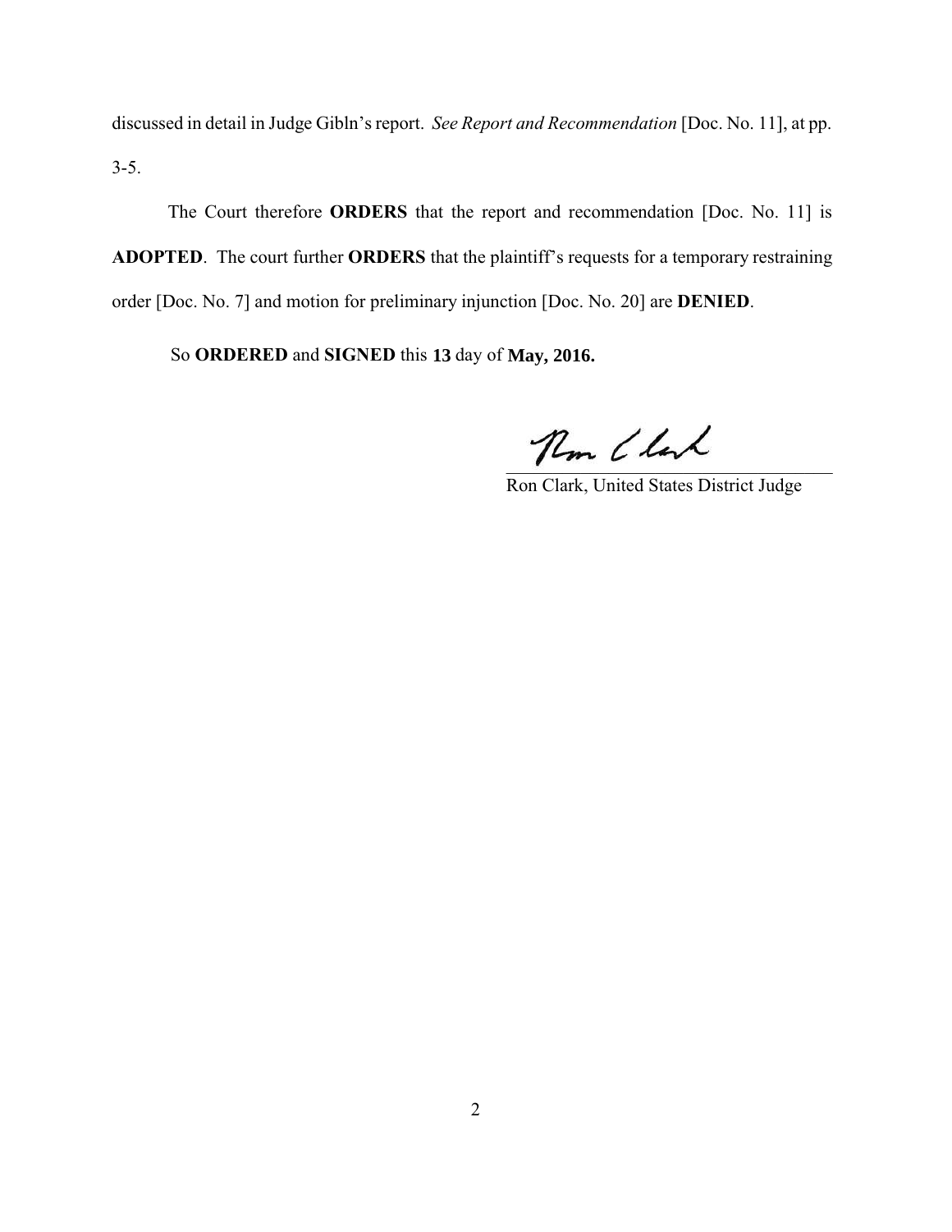discussed in detail in Judge Gibln's report. *See Report and Recommendation* [Doc. No. 11], at pp. 3-5.

The Court therefore **ORDERS** that the report and recommendation [Doc. No. 11] is **ADOPTED**. The court further **ORDERS** that the plaintiff's requests for a temporary restraining order [Doc. No. 7] and motion for preliminary injunction [Doc. No. 20] are **DENIED**.

So **ORDERED** and **SIGNED** this **13** day of **May, 2016.**

Ron Clark, United States District Judge